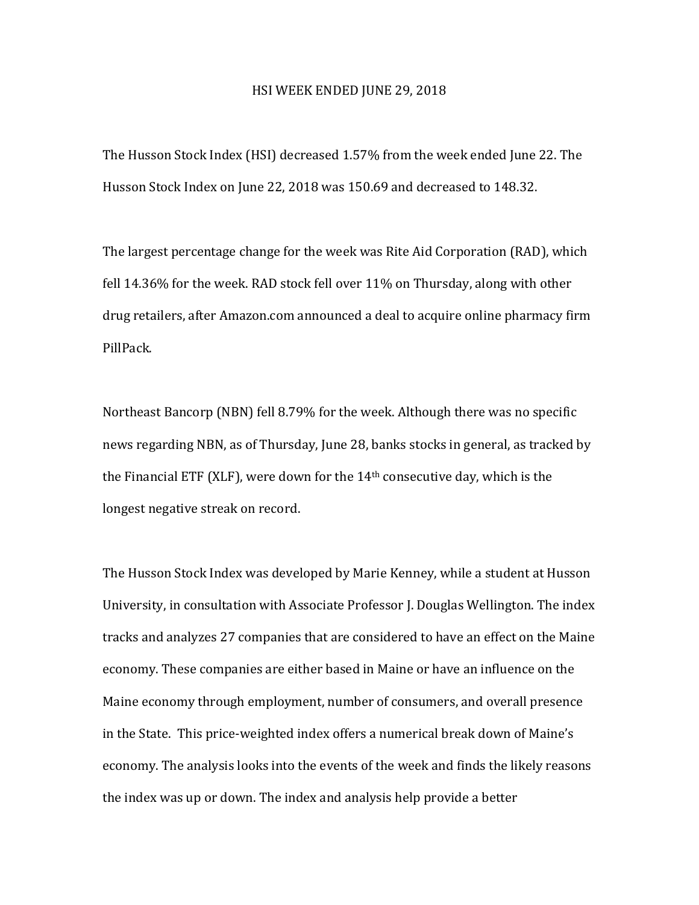# HSI WEEK ENDED JUNE 29, 2018

The Husson Stock Index (HSI) decreased 1.57% from the week ended June 22. The Husson Stock Index on June 22, 2018 was 150.69 and decreased to 148.32.

The largest percentage change for the week was Rite Aid Corporation (RAD), which fell 14.36% for the week. RAD stock fell over 11% on Thursday, along with other drug retailers, after Amazon.com announced a deal to acquire online pharmacy firm PillPack.

Northeast Bancorp (NBN) fell 8.79% for the week. Although there was no specific news regarding NBN, as of Thursday, June 28, banks stocks in general, as tracked by the Financial ETF (XLF), were down for the 14th consecutive day, which is the longest negative streak on record.

The Husson Stock Index was developed by Marie Kenney, while a student at Husson University, in consultation with Associate Professor J. Douglas Wellington. The index tracks and analyzes 27 companies that are considered to have an effect on the Maine economy. These companies are either based in Maine or have an influence on the Maine economy through employment, number of consumers, and overall presence in the State. This price-weighted index offers a numerical break down of Maine's economy. The analysis looks into the events of the week and finds the likely reasons the index was up or down. The index and analysis help provide a better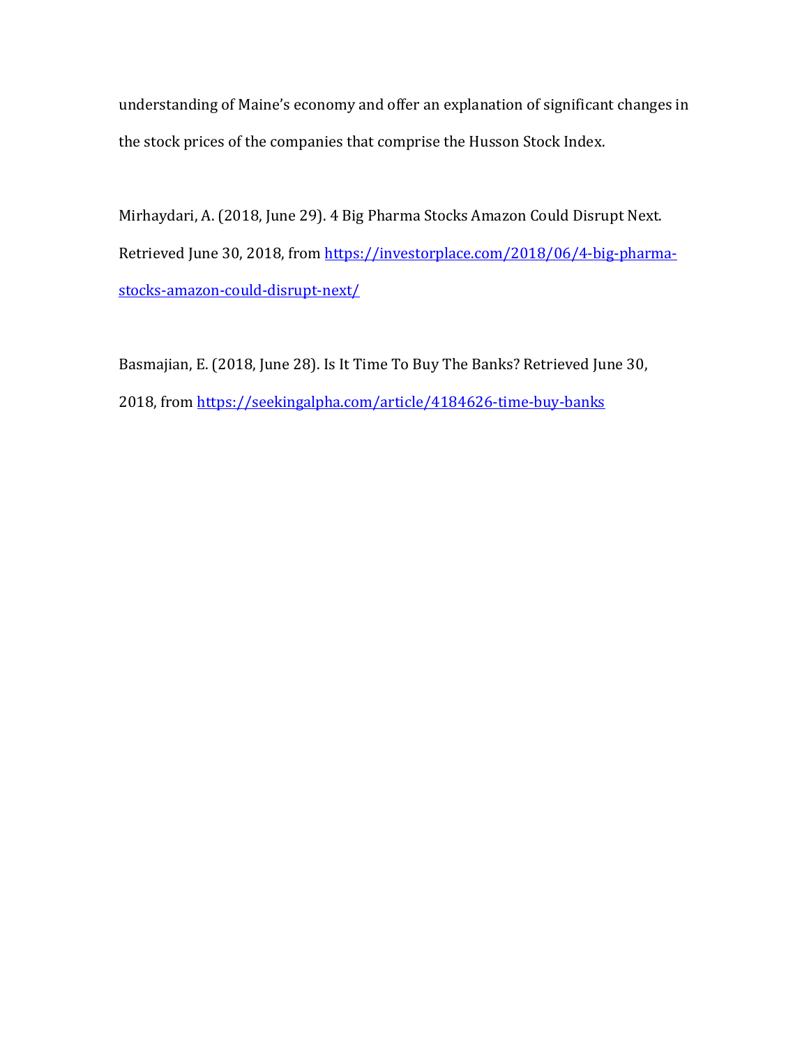understanding of Maine's economy and offer an explanation of significant changes in the stock prices of the companies that comprise the Husson Stock Index.

Mirhaydari, A. (2018, June 29). 4 Big Pharma Stocks Amazon Could Disrupt Next. Retrieved June 30, 2018, from [https://investorplace.com/2018/06/4-big-pharma-stocks-amazon-could-disrupt-next/](https://investorplace.com/2018/06/4-big-pharma-stocks-amazon-could-disrupt-next/)

Basmajian, E. (2018, June 28). Is It Time To Buy The Banks? Retrieved June 30, 2018, from [https://seekingalpha.com/article/4184626-time-buy-banks](https://seekingalpha.com/article/4184626-time-buy-banks)